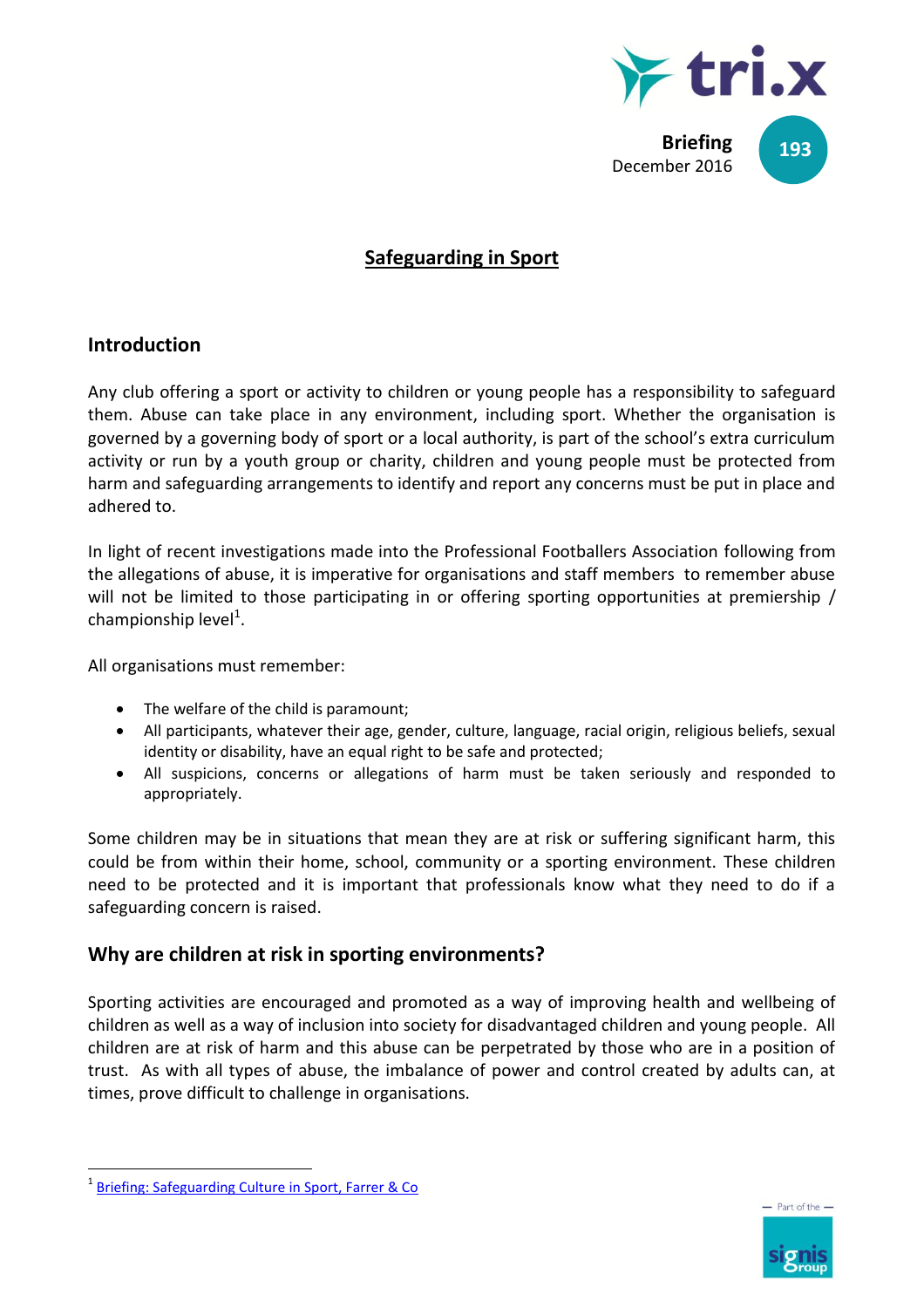Briefing
December 2016

193

# Safeguarding in Sport

## Introduction

Any club offering a sport or activity to children or young people has a responsibility to safeguard them. Abuse can take place in any environment, including sport. Whether the organisation is governed by a governing body of sport or a local authority, is part of the school's extra curriculum activity or run by a youth group or charity, children and young people must be protected from harm and safeguarding arrangements to identify and report any concerns must be put in place and adhered to.

In light of recent investigations made into the Professional Footballers Association following from the allegations of abuse, it is imperative for organisations and staff members to remember abuse will not be limited to those participating in or offering sporting opportunities at premiership / championship level[1].

All organisations must remember:

- The welfare of the child is paramount;
- All participants, whatever their age, gender, culture, language, racial origin, religious beliefs, sexual identity or disability, have an equal right to be safe and protected;
- All suspicions, concerns or allegations of harm must be taken seriously and responded to appropriately.

Some children may be in situations that mean they are at risk or suffering significant harm, this could be from within their home, school, community or a sporting environment. These children need to be protected and it is important that professionals know what they need to do if a safeguarding concern is raised.

## Why are children at risk in sporting environments?

Sporting activities are encouraged and promoted as a way of improving health and wellbeing of children as well as a way of inclusion into society for disadvantaged children and young people. All children are at risk of harm and this abuse can be perpetrated by those who are in a position of trust. As with all types of abuse, the imbalance of power and control created by adults can, at times, prove difficult to challenge in organisations.

[1] Briefing: Safeguarding Culture in Sport, Farrer & Co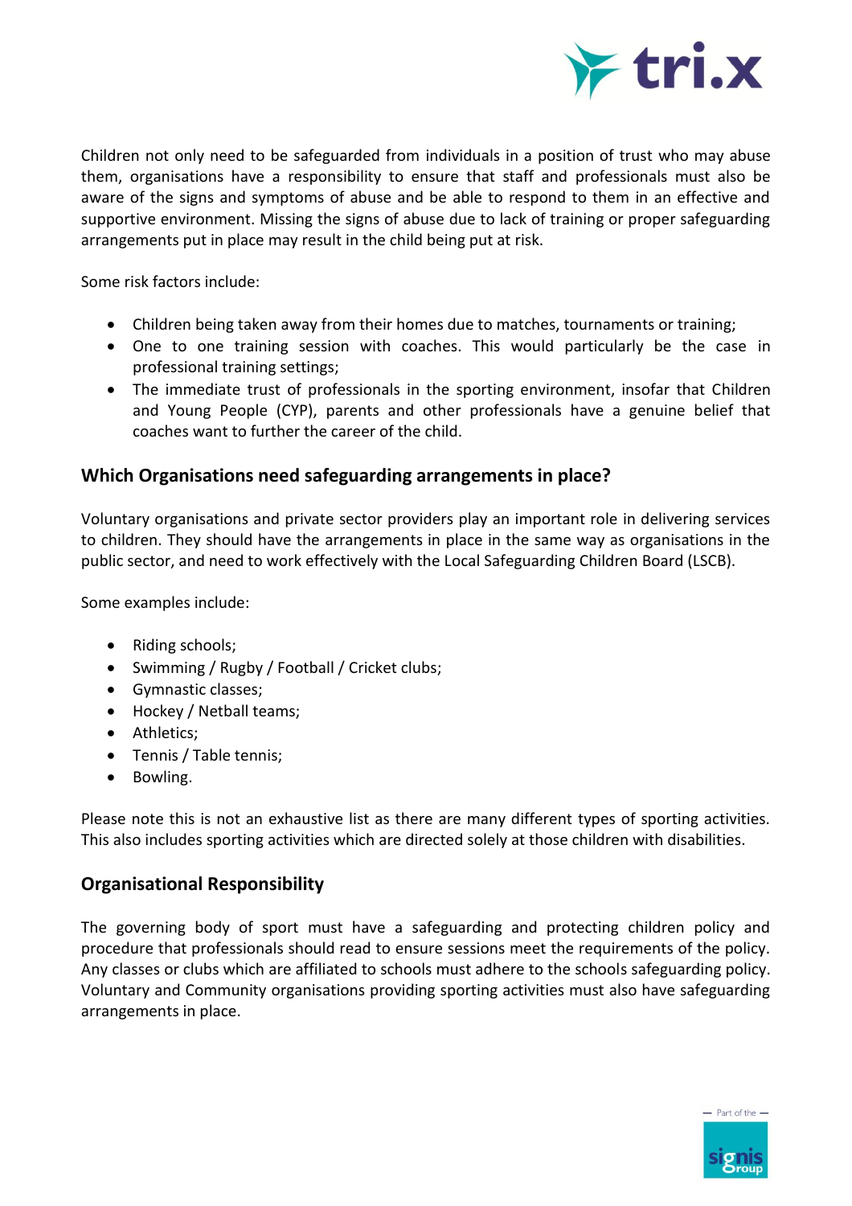Children not only need to be safeguarded from individuals in a position of trust who may abuse them, organisations have a responsibility to ensure that staff and professionals must also be aware of the signs and symptoms of abuse and be able to respond to them in an effective and supportive environment. Missing the signs of abuse due to lack of training or proper safeguarding arrangements put in place may result in the child being put at risk.

Some risk factors include:

- Children being taken away from their homes due to matches, tournaments or training;
- One to one training session with coaches. This would particularly be the case in professional training settings;
- The immediate trust of professionals in the sporting environment, insofar that Children and Young People (CYP), parents and other professionals have a genuine belief that coaches want to further the career of the child.

## Which Organisations need safeguarding arrangements in place?

Voluntary organisations and private sector providers play an important role in delivering services to children. They should have the arrangements in place in the same way as organisations in the public sector, and need to work effectively with the Local Safeguarding Children Board (LSCB).

Some examples include:

- Riding schools;
- Swimming / Rugby / Football / Cricket clubs;
- Gymnastic classes;
- Hockey / Netball teams;
- Athletics;
- Tennis / Table tennis;
- Bowling.

Please note this is not an exhaustive list as there are many different types of sporting activities. This also includes sporting activities which are directed solely at those children with disabilities.

## Organisational Responsibility

The governing body of sport must have a safeguarding and protecting children policy and procedure that professionals should read to ensure sessions meet the requirements of the policy. Any classes or clubs which are affiliated to schools must adhere to the schools safeguarding policy. Voluntary and Community organisations providing sporting activities must also have safeguarding arrangements in place.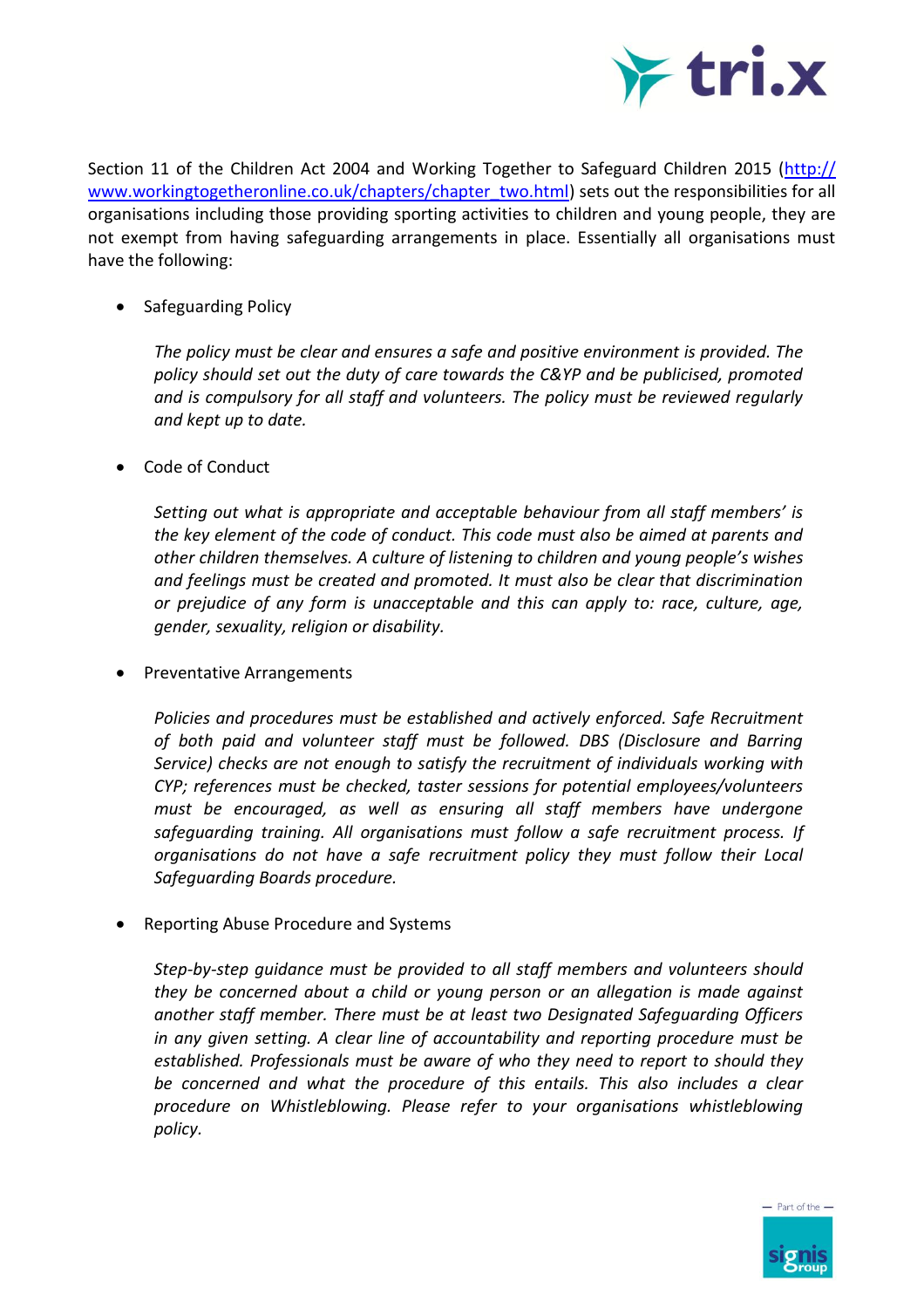Section 11 of the Children Act 2004 and Working Together to Safeguard Children 2015 ([http://www.workingtogetheronline.co.uk/chapters/chapter_two.html](http://www.workingtogetheronline.co.uk/chapters/chapter_two.html)) sets out the responsibilities for all organisations including those providing sporting activities to children and young people, they are not exempt from having safeguarding arrangements in place. Essentially all organisations must have the following:

- Safeguarding Policy

  *The policy must be clear and ensures a safe and positive environment is provided. The policy should set out the duty of care towards the C&YP and be publicised, promoted and is compulsory for all staff and volunteers. The policy must be reviewed regularly and kept up to date.*

- Code of Conduct

  *Setting out what is appropriate and acceptable behaviour from all staff members' is the key element of the code of conduct. This code must also be aimed at parents and other children themselves. A culture of listening to children and young people's wishes and feelings must be created and promoted. It must also be clear that discrimination or prejudice of any form is unacceptable and this can apply to: race, culture, age, gender, sexuality, religion or disability.*

- Preventative Arrangements

  *Policies and procedures must be established and actively enforced. Safe Recruitment of both paid and volunteer staff must be followed. DBS (Disclosure and Barring Service) checks are not enough to satisfy the recruitment of individuals working with CYP; references must be checked, taster sessions for potential employees/volunteers must be encouraged, as well as ensuring all staff members have undergone safeguarding training. All organisations must follow a safe recruitment process. If organisations do not have a safe recruitment policy they must follow their Local Safeguarding Boards procedure.*

- Reporting Abuse Procedure and Systems

  *Step-by-step guidance must be provided to all staff members and volunteers should they be concerned about a child or young person or an allegation is made against another staff member. There must be at least two Designated Safeguarding Officers in any given setting. A clear line of accountability and reporting procedure must be established. Professionals must be aware of who they need to report to should they be concerned and what the procedure of this entails. This also includes a clear procedure on Whistleblowing. Please refer to your organisations whistleblowing policy.*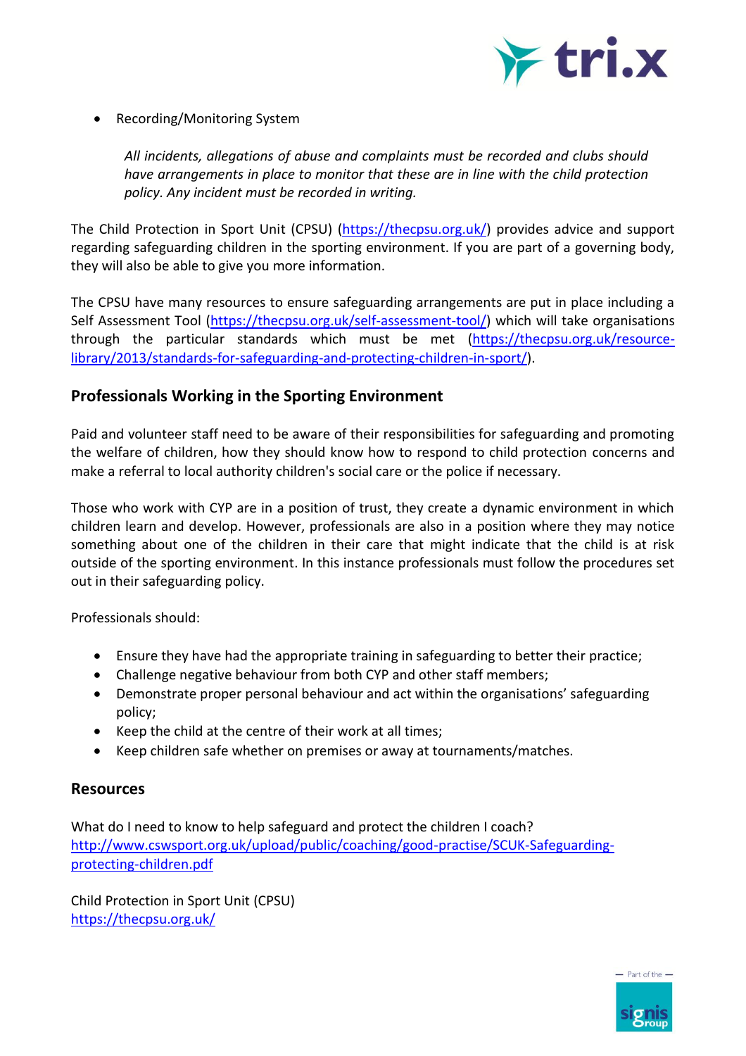- Recording/Monitoring System

  *All incidents, allegations of abuse and complaints must be recorded and clubs should have arrangements in place to monitor that these are in line with the child protection policy. Any incident must be recorded in writing.*

The Child Protection in Sport Unit (CPSU) (https://thecpsu.org.uk/) provides advice and support regarding safeguarding children in the sporting environment. If you are part of a governing body, they will also be able to give you more information.

The CPSU have many resources to ensure safeguarding arrangements are put in place including a Self Assessment Tool (https://thecpsu.org.uk/self-assessment-tool/) which will take organisations through the particular standards which must be met (https://thecpsu.org.uk/resource-library/2013/standards-for-safeguarding-and-protecting-children-in-sport/).

## Professionals Working in the Sporting Environment

Paid and volunteer staff need to be aware of their responsibilities for safeguarding and promoting the welfare of children, how they should know how to respond to child protection concerns and make a referral to local authority children's social care or the police if necessary.

Those who work with CYP are in a position of trust, they create a dynamic environment in which children learn and develop. However, professionals are also in a position where they may notice something about one of the children in their care that might indicate that the child is at risk outside of the sporting environment. In this instance professionals must follow the procedures set out in their safeguarding policy.

Professionals should:

- Ensure they have had the appropriate training in safeguarding to better their practice;
- Challenge negative behaviour from both CYP and other staff members;
- Demonstrate proper personal behaviour and act within the organisations' safeguarding policy;
- Keep the child at the centre of their work at all times;
- Keep children safe whether on premises or away at tournaments/matches.

## Resources

What do I need to know to help safeguard and protect the children I coach?
http://www.cswsport.org.uk/upload/public/coaching/good-practise/SCUK-Safeguarding-protecting-children.pdf

Child Protection in Sport Unit (CPSU)
https://thecpsu.org.uk/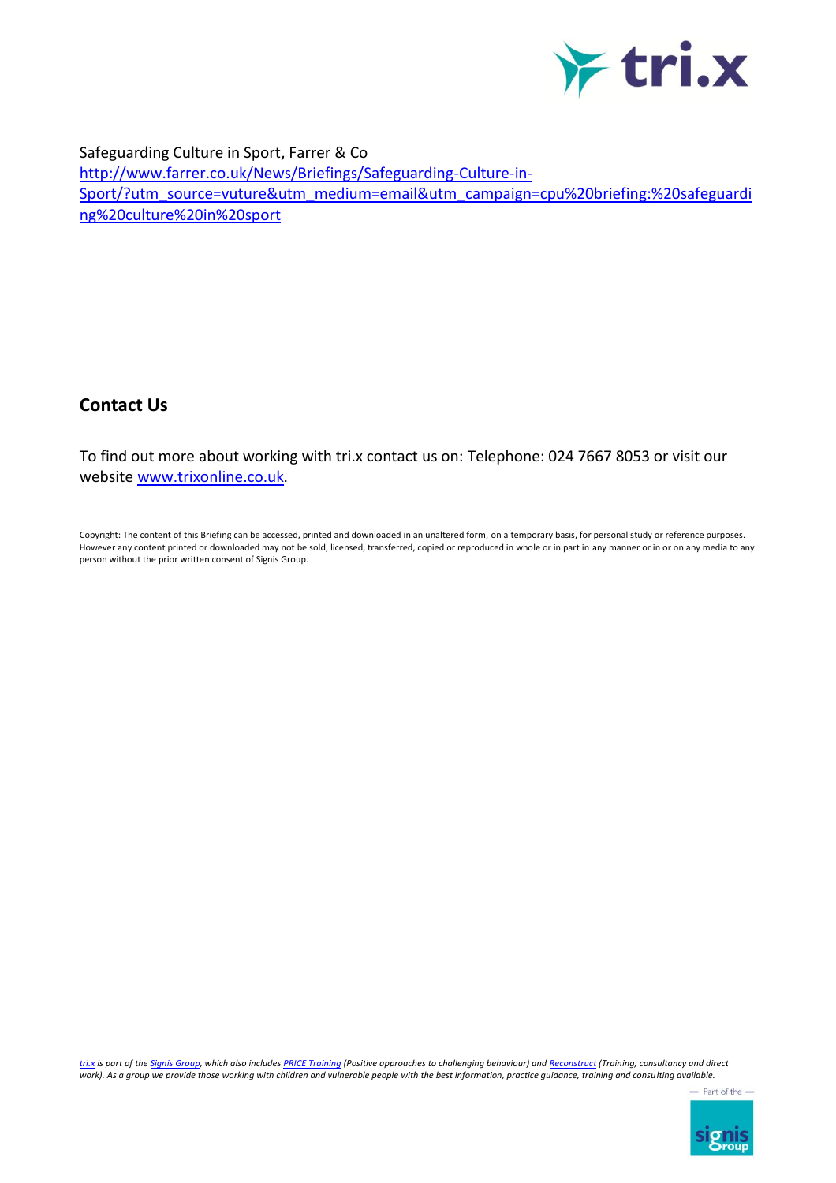Safeguarding Culture in Sport, Farrer & Co
[http://www.farrer.co.uk/News/Briefings/Safeguarding-Culture-in-Sport/?utm_source=vuture&utm_medium=email&utm_campaign=cpu%20briefing:%20safeguarding%20culture%20in%20sport](http://www.farrer.co.uk/News/Briefings/Safeguarding-Culture-in-Sport/?utm_source=vuture&utm_medium=email&utm_campaign=cpu%20briefing:%20safeguarding%20culture%20in%20sport)

## Contact Us

To find out more about working with tri.x contact us on: Telephone: 024 7667 8053 or visit our website [www.trixonline.co.uk](www.trixonline.co.uk).

Copyright: The content of this Briefing can be accessed, printed and downloaded in an unaltered form, on a temporary basis, for personal study or reference purposes. However any content printed or downloaded may not be sold, licensed, transferred, copied or reproduced in whole or in part in any manner or in or on any media to any person without the prior written consent of Signis Group.

*tri.x is part of the Signis Group, which also includes PRICE Training (Positive approaches to challenging behaviour) and Reconstruct (Training, consultancy and direct work). As a group we provide those working with children and vulnerable people with the best information, practice guidance, training and consulting available.*